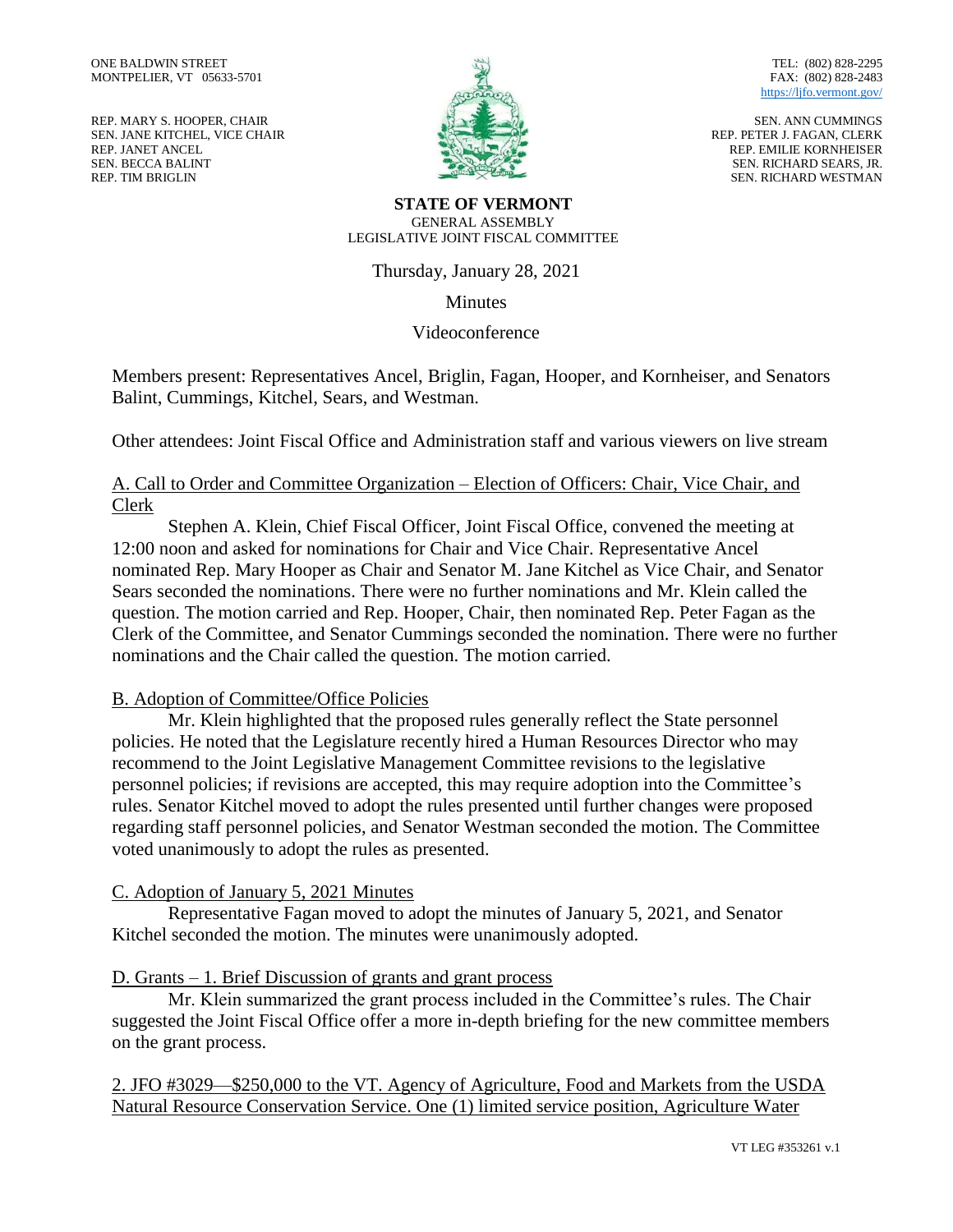ONE BALDWIN STREET
MONTPELIER, VT 05633-5701

TEL: (802) 828-2295
FAX: (802) 828-2483
https://ljfo.vermont.gov/

REP. MARY S. HOOPER, CHAIR
SEN. JANE KITCHEL, VICE CHAIR
REP. JANET ANCEL
SEN. BECCA BALINT
REP. TIM BRIGLIN

SEN. ANN CUMMINGS
REP. PETER J. FAGAN, CLERK
REP. EMILIE KORNHEISER
SEN. RICHARD SEARS, JR.
SEN. RICHARD WESTMAN

**STATE OF VERMONT**
GENERAL ASSEMBLY
LEGISLATIVE JOINT FISCAL COMMITTEE

Thursday, January 28, 2021

Minutes

Videoconference

Members present: Representatives Ancel, Briglin, Fagan, Hooper, and Kornheiser, and Senators Balint, Cummings, Kitchel, Sears, and Westman.

Other attendees: Joint Fiscal Office and Administration staff and various viewers on live stream

A. Call to Order and Committee Organization – Election of Officers: Chair, Vice Chair, and Clerk

Stephen A. Klein, Chief Fiscal Officer, Joint Fiscal Office, convened the meeting at 12:00 noon and asked for nominations for Chair and Vice Chair. Representative Ancel nominated Rep. Mary Hooper as Chair and Senator M. Jane Kitchel as Vice Chair, and Senator Sears seconded the nominations. There were no further nominations and Mr. Klein called the question. The motion carried and Rep. Hooper, Chair, then nominated Rep. Peter Fagan as the Clerk of the Committee, and Senator Cummings seconded the nomination. There were no further nominations and the Chair called the question. The motion carried.

B. Adoption of Committee/Office Policies

Mr. Klein highlighted that the proposed rules generally reflect the State personnel policies. He noted that the Legislature recently hired a Human Resources Director who may recommend to the Joint Legislative Management Committee revisions to the legislative personnel policies; if revisions are accepted, this may require adoption into the Committee's rules. Senator Kitchel moved to adopt the rules presented until further changes were proposed regarding staff personnel policies, and Senator Westman seconded the motion. The Committee voted unanimously to adopt the rules as presented.

C. Adoption of January 5, 2021 Minutes

Representative Fagan moved to adopt the minutes of January 5, 2021, and Senator Kitchel seconded the motion. The minutes were unanimously adopted.

D. Grants – 1. Brief Discussion of grants and grant process

Mr. Klein summarized the grant process included in the Committee's rules. The Chair suggested the Joint Fiscal Office offer a more in-depth briefing for the new committee members on the grant process.

2. JFO #3029—$250,000 to the VT. Agency of Agriculture, Food and Markets from the USDA Natural Resource Conservation Service. One (1) limited service position, Agriculture Water

VT LEG #353261 v.1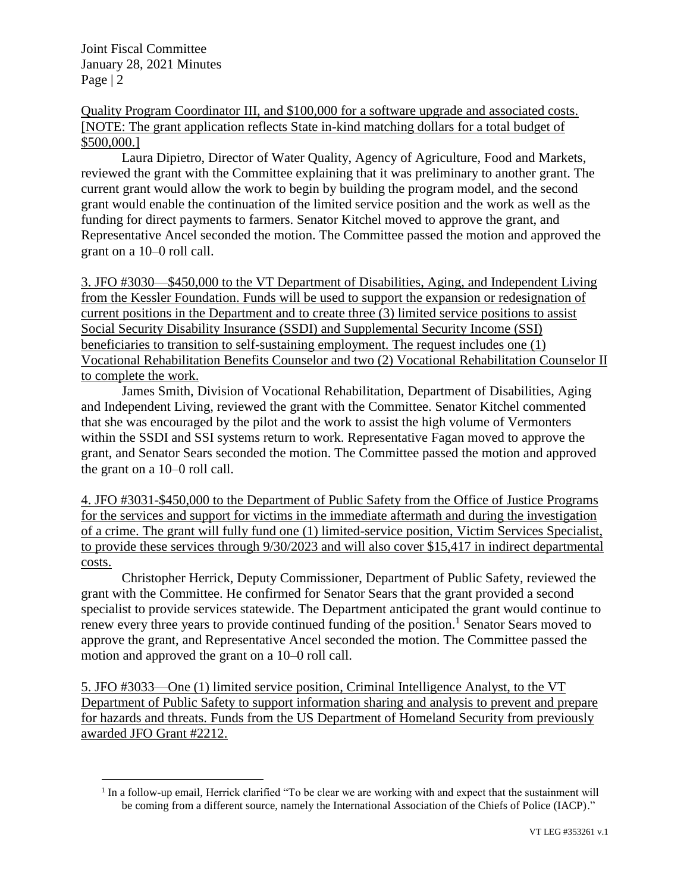Quality Program Coordinator III, and $100,000 for a software upgrade and associated costs. [NOTE: The grant application reflects State in-kind matching dollars for a total budget of $500,000.]

Laura Dipietro, Director of Water Quality, Agency of Agriculture, Food and Markets, reviewed the grant with the Committee explaining that it was preliminary to another grant. The current grant would allow the work to begin by building the program model, and the second grant would enable the continuation of the limited service position and the work as well as the funding for direct payments to farmers. Senator Kitchel moved to approve the grant, and Representative Ancel seconded the motion. The Committee passed the motion and approved the grant on a 10–0 roll call.

3. JFO #3030—$450,000 to the VT Department of Disabilities, Aging, and Independent Living from the Kessler Foundation. Funds will be used to support the expansion or redesignation of current positions in the Department and to create three (3) limited service positions to assist Social Security Disability Insurance (SSDI) and Supplemental Security Income (SSI) beneficiaries to transition to self-sustaining employment. The request includes one (1) Vocational Rehabilitation Benefits Counselor and two (2) Vocational Rehabilitation Counselor II to complete the work.

James Smith, Division of Vocational Rehabilitation, Department of Disabilities, Aging and Independent Living, reviewed the grant with the Committee. Senator Kitchel commented that she was encouraged by the pilot and the work to assist the high volume of Vermonters within the SSDI and SSI systems return to work. Representative Fagan moved to approve the grant, and Senator Sears seconded the motion. The Committee passed the motion and approved the grant on a 10–0 roll call.

4. JFO #3031-$450,000 to the Department of Public Safety from the Office of Justice Programs for the services and support for victims in the immediate aftermath and during the investigation of a crime. The grant will fully fund one (1) limited-service position, Victim Services Specialist, to provide these services through 9/30/2023 and will also cover $15,417 in indirect departmental costs.

Christopher Herrick, Deputy Commissioner, Department of Public Safety, reviewed the grant with the Committee. He confirmed for Senator Sears that the grant provided a second specialist to provide services statewide. The Department anticipated the grant would continue to renew every three years to provide continued funding of the position.[1] Senator Sears moved to approve the grant, and Representative Ancel seconded the motion. The Committee passed the motion and approved the grant on a 10–0 roll call.

5. JFO #3033—One (1) limited service position, Criminal Intelligence Analyst, to the VT Department of Public Safety to support information sharing and analysis to prevent and prepare for hazards and threats. Funds from the US Department of Homeland Security from previously awarded JFO Grant #2212.

[1] In a follow-up email, Herrick clarified "To be clear we are working with and expect that the sustainment will be coming from a different source, namely the International Association of the Chiefs of Police (IACP)."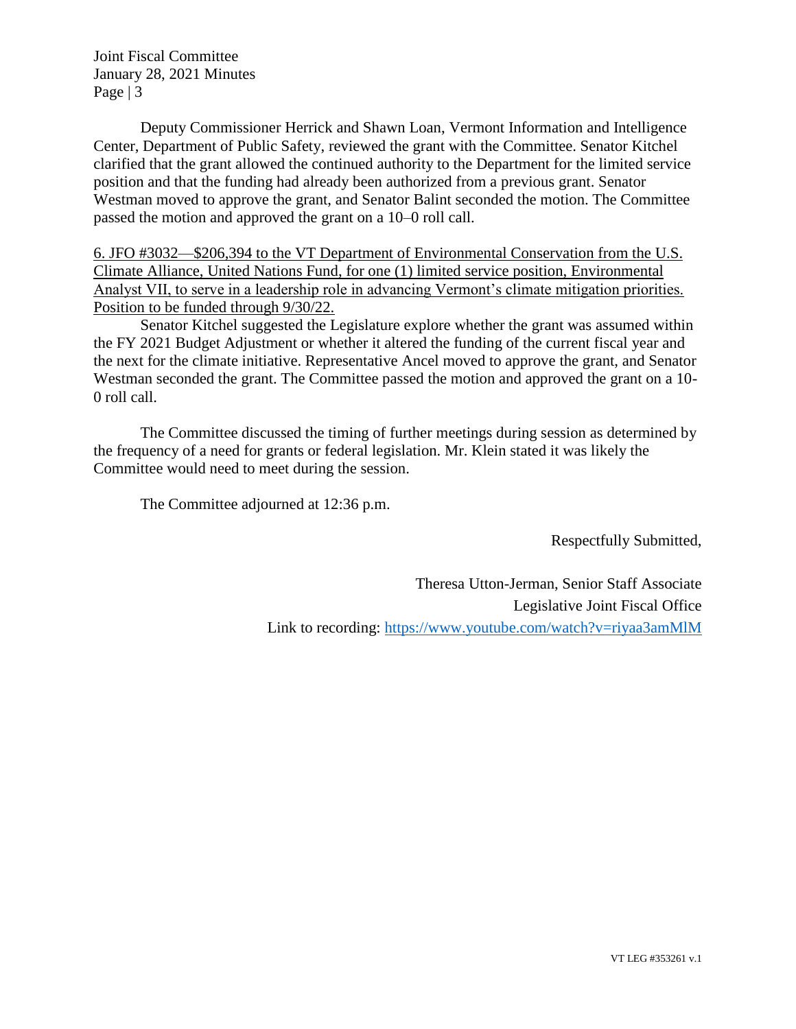Deputy Commissioner Herrick and Shawn Loan, Vermont Information and Intelligence Center, Department of Public Safety, reviewed the grant with the Committee. Senator Kitchel clarified that the grant allowed the continued authority to the Department for the limited service position and that the funding had already been authorized from a previous grant. Senator Westman moved to approve the grant, and Senator Balint seconded the motion. The Committee passed the motion and approved the grant on a 10–0 roll call.

6. JFO #3032—$206,394 to the VT Department of Environmental Conservation from the U.S. Climate Alliance, United Nations Fund, for one (1) limited service position, Environmental Analyst VII, to serve in a leadership role in advancing Vermont's climate mitigation priorities. Position to be funded through 9/30/22.

Senator Kitchel suggested the Legislature explore whether the grant was assumed within the FY 2021 Budget Adjustment or whether it altered the funding of the current fiscal year and the next for the climate initiative. Representative Ancel moved to approve the grant, and Senator Westman seconded the grant. The Committee passed the motion and approved the grant on a 10-0 roll call.

The Committee discussed the timing of further meetings during session as determined by the frequency of a need for grants or federal legislation. Mr. Klein stated it was likely the Committee would need to meet during the session.

The Committee adjourned at 12:36 p.m.

Respectfully Submitted,

Theresa Utton-Jerman, Senior Staff Associate
Legislative Joint Fiscal Office
Link to recording: https://www.youtube.com/watch?v=riyaa3amMlM

VT LEG #353261 v.1